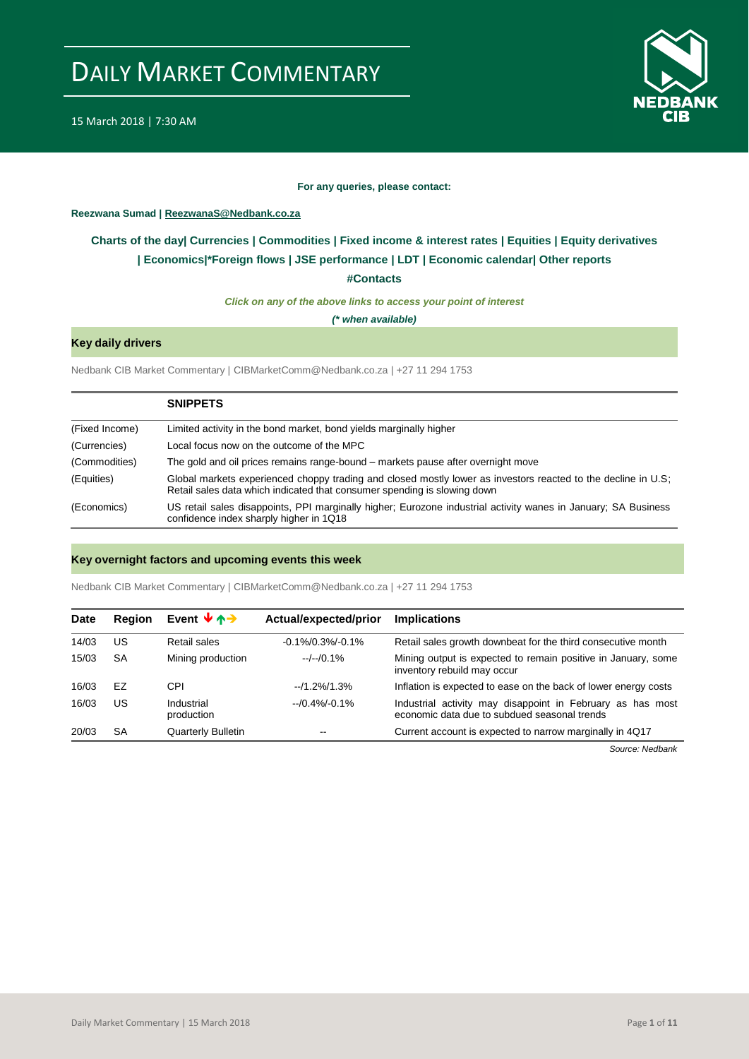# DAILY MARKET COMMENTARY

15 March 2018 | 7:30 AM

**For any queries, please contact:**

**Reezwana Sumad | ReezwanaS@Nedbank.co.za**

**Charts of the day| Currencies | Commodities | Fixed income & interest rates | Equities | Equity derivatives | Economics|*Foreign flows | JSE performance | LDT | Economic calendar| Other reports**

**#Contacts**

***Click on any of the above links to access your point of interest***

***(* when available)***

## Key daily drivers

Nedbank CIB Market Commentary | CIBMarketComm@Nedbank.co.za | +27 11 294 1753

| | **SNIPPETS** |
|---|---|
| (Fixed Income) | Limited activity in the bond market, bond yields marginally higher |
| (Currencies) | Local focus now on the outcome of the MPC |
| (Commodities) | The gold and oil prices remains range-bound – markets pause after overnight move |
| (Equities) | Global markets experienced choppy trading and closed mostly lower as investors reacted to the decline in U.S; Retail sales data which indicated that consumer spending is slowing down |
| (Economics) | US retail sales disappoints, PPI marginally higher; Eurozone industrial activity wanes in January; SA Business confidence index sharply higher in 1Q18 |

## Key overnight factors and upcoming events this week

Nedbank CIB Market Commentary | CIBMarketComm@Nedbank.co.za | +27 11 294 1753

| Date | Region | Event | Actual/expected/prior | Implications |
|---|---|---|---|---|
| 14/03 | US | Retail sales | -0.1%/0.3%/-0.1% | Retail sales growth downbeat for the third consecutive month |
| 15/03 | SA | Mining production | --/--/0.1% | Mining output is expected to remain positive in January, some inventory rebuild may occur |
| 16/03 | EZ | CPI | --/1.2%/1.3% | Inflation is expected to ease on the back of lower energy costs |
| 16/03 | US | Industrial production | --/0.4%/-0.1% | Industrial activity may disappoint in February as has most economic data due to subdued seasonal trends |
| 20/03 | SA | Quarterly Bulletin | -- | Current account is expected to narrow marginally in 4Q17 |

*Source: Nedbank*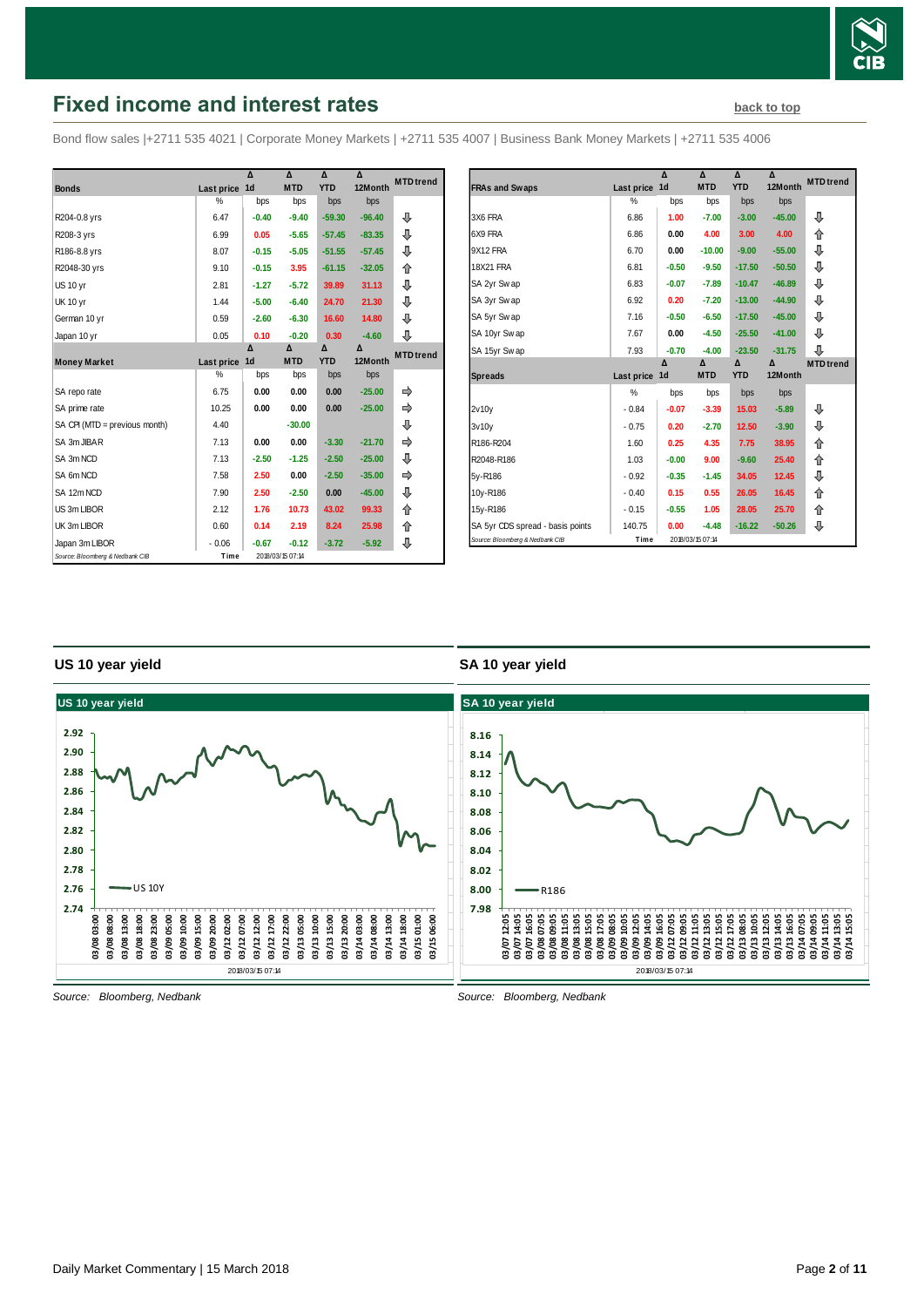# Fixed income and interest rates

back to top

Bond flow sales |+2711 535 4021 | Corporate Money Markets | +2711 535 4007 | Business Bank Money Markets | +2711 535 4006

| Bonds | Last price | Δ 1d | Δ MTD | Δ YTD | Δ 12Month | MTD trend |
|---|---|---|---|---|---|---|
| | % | bps | bps | bps | bps | |
| R204-0.8 yrs | 6.47 | -0.40 | -9.40 | -59.30 | -96.40 | ⇩ |
| R208-3 yrs | 6.99 | 0.05 | -5.65 | -57.45 | -83.35 | ⇩ |
| R186-8.8 yrs | 8.07 | -0.15 | -5.05 | -51.55 | -57.45 | ⇩ |
| R2048-30 yrs | 9.10 | -0.15 | 3.95 | -61.15 | -32.05 | ⇧ |
| US 10 yr | 2.81 | -1.27 | -5.72 | 39.89 | 31.13 | ⇩ |
| UK 10 yr | 1.44 | -5.00 | -6.40 | 24.70 | 21.30 | ⇩ |
| German 10 yr | 0.59 | -2.60 | -6.30 | 16.60 | 14.80 | ⇩ |
| Japan 10 yr | 0.05 | 0.10 | -0.20 | 0.30 | -4.60 | ⇩ |

| Money Market | Last price | Δ 1d | Δ MTD | Δ YTD | Δ 12Month | MTD trend |
|---|---|---|---|---|---|---|
| | % | bps | bps | bps | bps | |
| SA repo rate | 6.75 | 0.00 | 0.00 | 0.00 | -25.00 | ⇨ |
| SA prime rate | 10.25 | 0.00 | 0.00 | 0.00 | -25.00 | ⇨ |
| SA CPI (MTD = previous month) | 4.40 | | -30.00 | | | ⇩ |
| SA 3m JIBAR | 7.13 | 0.00 | 0.00 | -3.30 | -21.70 | ⇨ |
| SA 3m NCD | 7.13 | -2.50 | -1.25 | -2.50 | -25.00 | ⇩ |
| SA 6m NCD | 7.58 | 2.50 | 0.00 | -2.50 | -35.00 | ⇨ |
| SA 12m NCD | 7.90 | 2.50 | -2.50 | 0.00 | -45.00 | ⇩ |
| US 3m LIBOR | 2.12 | 1.76 | 10.73 | 43.02 | 99.33 | ⇧ |
| UK 3m LIBOR | 0.60 | 0.14 | 2.19 | 8.24 | 25.98 | ⇧ |
| Japan 3m LIBOR | -0.06 | -0.67 | -0.12 | -3.72 | -5.92 | ⇩ |

Source: Bloomberg & Nedbank CIB Time 2018/03/15 07:14

| FRAs and Swaps | Last price | Δ 1d | Δ MTD | Δ YTD | Δ 12Month | MTD trend |
|---|---|---|---|---|---|---|
| | % | bps | bps | bps | bps | |
| 3X6 FRA | 6.86 | 1.00 | -7.00 | -3.00 | -45.00 | ⇩ |
| 6X9 FRA | 6.86 | 0.00 | 4.00 | 3.00 | 4.00 | ⇧ |
| 9X12 FRA | 6.70 | 0.00 | -10.00 | -9.00 | -55.00 | ⇩ |
| 18X21 FRA | 6.81 | -0.50 | -9.50 | -17.50 | -50.50 | ⇩ |
| SA 2yr Swap | 6.83 | -0.07 | -7.89 | -10.47 | -46.89 | ⇩ |
| SA 3yr Swap | 6.92 | 0.20 | -7.20 | -13.00 | -44.90 | ⇩ |
| SA 5yr Swap | 7.16 | -0.50 | -6.50 | -17.50 | -45.00 | ⇩ |
| SA 10yr Swap | 7.67 | 0.00 | -4.50 | -25.50 | -41.00 | ⇩ |
| SA 15yr Swap | 7.93 | -0.70 | -4.00 | -23.50 | -31.75 | ⇩ |

| Spreads | Last price | Δ 1d | Δ MTD | Δ YTD | Δ 12Month | MTD trend |
|---|---|---|---|---|---|---|
| | % | bps | bps | bps | bps | |
| 2v10y | -0.84 | -0.07 | -3.39 | 15.03 | -5.89 | ⇩ |
| 3v10y | -0.75 | 0.20 | -2.70 | 12.50 | -3.90 | ⇩ |
| R186-R204 | 1.60 | 0.25 | 4.35 | 7.75 | 38.95 | ⇧ |
| R2048-R186 | 1.03 | -0.00 | 9.00 | -9.60 | 25.40 | ⇧ |
| 5y-R186 | -0.92 | -0.35 | -1.45 | 34.05 | 12.45 | ⇩ |
| 10y-R186 | -0.40 | 0.15 | 0.55 | 26.05 | 16.45 | ⇧ |
| 15y-R186 | -0.15 | -0.55 | 1.05 | 28.05 | 25.70 | ⇧ |
| SA 5yr CDS spread - basis points | 140.75 | 0.00 | -4.48 | -16.22 | -50.26 | ⇩ |

Source: Bloomberg & Nedbank CIB Time 2018/03/15 07:14

## US 10 year yield

Source: Bloomberg, Nedbank

## SA 10 year yield

Source: Bloomberg, Nedbank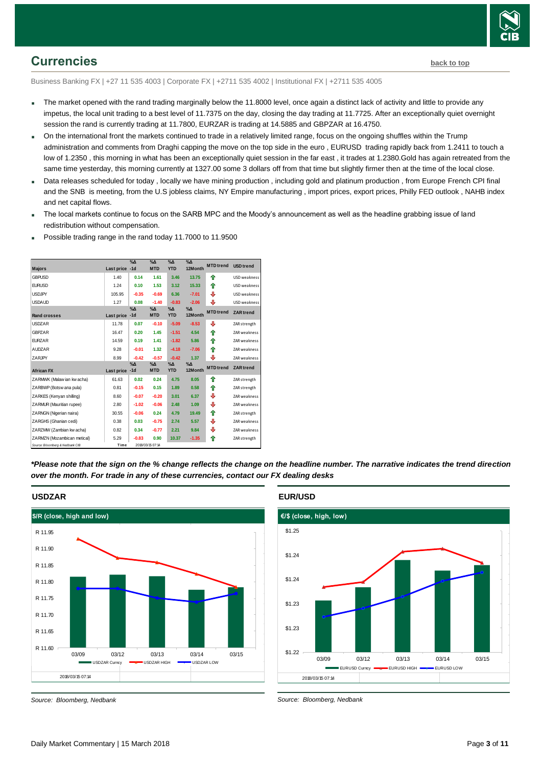## Currencies

back to top

Business Banking FX | +27 11 535 4003 | Corporate FX | +2711 535 4002 | Institutional FX | +2711 535 4005

- The market opened with the rand trading marginally below the 11.8000 level, once again a distinct lack of activity and little to provide any impetus, the local unit trading to a best level of 11.7375 on the day, closing the day trading at 11.7725. After an exceptionally quiet overnight session the rand is currently trading at 11.7800, EURZAR is trading at 14.5885 and GBPZAR at 16.4750.
- On the international front the markets continued to trade in a relatively limited range, focus on the ongoing shuffles within the Trump administration and comments from Draghi capping the move on the top side in the euro , EURUSD trading rapidly back from 1.2411 to touch a low of 1.2350 , this morning in what has been an exceptionally quiet session in the far east , it trades at 1.2380.Gold has again retreated from the same time yesterday, this morning currently at 1327.00 some 3 dollars off from that time but slightly firmer then at the time of the local close.
- Data releases scheduled for today , locally we have mining production , including gold and platinum production , from Europe French CPI final and the SNB is meeting, from the U.S jobless claims, NY Empire manufacturing , import prices, export prices, Philly FED outlook , NAHB index and net capital flows.
- The local markets continue to focus on the SARB MPC and the Moody's announcement as well as the headline grabbing issue of land redistribution without compensation.
- Possible trading range in the rand today 11.7000 to 11.9500

| Majors | Last price | %Δ -1d | %Δ MTD | %Δ YTD | %Δ 12Month | MTD trend | USD trend |
|---|---|---|---|---|---|---|---|
| GBPUSD | 1.40 | 0.14 | 1.61 | 3.46 | 13.75 | ⇧ | USD weakness |
| EURUSD | 1.24 | 0.10 | 1.53 | 3.12 | 15.33 | ⇧ | USD weakness |
| USDJPY | 105.95 | -0.35 | -0.69 | 6.36 | -7.01 | ⇩ | USD weakness |
| USDAUD | 1.27 | 0.08 | -1.40 | -0.83 | -2.06 | ⇩ | USD weakness |
| **Rand crosses** | **Last price** | **%Δ -1d** | **%Δ MTD** | **%Δ YTD** | **%Δ 12Month** | **MTD trend** | **ZAR trend** |
| USDZAR | 11.78 | 0.07 | -0.10 | -5.09 | -8.53 | ⇩ | ZAR strength |
| GBPZAR | 16.47 | 0.20 | 1.45 | -1.51 | 4.54 | ⇧ | ZAR weakness |
| EURZAR | 14.59 | 0.19 | 1.41 | -1.82 | 5.86 | ⇧ | ZAR weakness |
| AUDZAR | 9.28 | -0.01 | 1.32 | -4.18 | -7.06 | ⇧ | ZAR weakness |
| ZARJPY | 8.99 | -0.42 | -0.57 | -0.42 | 1.37 | ⇩ | ZAR weakness |
| **African FX** | **Last price** | **%Δ -1d** | **%Δ MTD** | **%Δ YTD** | **%Δ 12Month** | **MTD trend** | **ZAR trend** |
| ZARMWK (Malawian kwacha) | 61.63 | 0.02 | 0.24 | 4.75 | 8.05 | ⇧ | ZAR strength |
| ZARBWP (Botswana pula) | 0.81 | -0.15 | 0.15 | 1.89 | 0.58 | ⇧ | ZAR strength |
| ZARKES (Kenyan shilling) | 8.60 | -0.07 | -0.20 | 3.01 | 6.37 | ⇩ | ZAR weakness |
| ZARMUR (Mauritian rupee) | 2.80 | -1.02 | -0.06 | 2.48 | 1.09 | ⇩ | ZAR weakness |
| ZARNGN (Nigerian naira) | 30.55 | -0.06 | 0.24 | 4.79 | 19.49 | ⇧ | ZAR strength |
| ZARGHS (Ghanian cedi) | 0.38 | 0.03 | -0.75 | 2.74 | 5.57 | ⇩ | ZAR weakness |
| ZARZMW (Zambian kwacha) | 0.82 | 0.34 | -0.77 | 2.21 | 9.84 | ⇩ | ZAR weakness |
| ZARMZN (Mozambican metical) | 5.29 | -0.83 | 0.90 | 10.37 | -1.35 | ⇧ | ZAR strength |

Source: Bloomberg & Nedbank CIB    Time    2018/03/15 07:14

***Please note that the sign on the % change reflects the change on the headline number. The narrative indicates the trend direction over the month. For trade in any of these currencies, contact our FX dealing desks***

### USDZAR

$/R (close, high and low)

Source: Bloomberg, Nedbank

### EUR/USD

€/$ (close, high, low)

Source: Bloomberg, Nedbank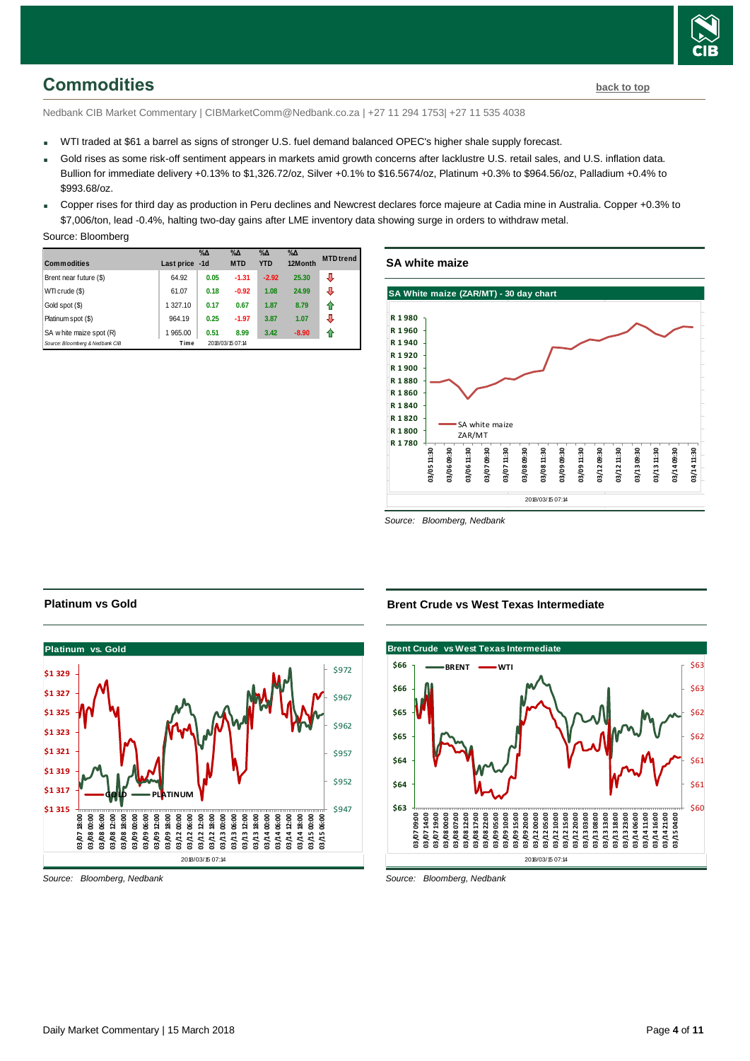## Commodities

back to top

Nedbank CIB Market Commentary | CIBMarketComm@Nedbank.co.za | +27 11 294 1753| +27 11 535 4038

- WTI traded at $61 a barrel as signs of stronger U.S. fuel demand balanced OPEC's higher shale supply forecast.
- Gold rises as some risk-off sentiment appears in markets amid growth concerns after lacklustre U.S. retail sales, and U.S. inflation data. Bullion for immediate delivery +0.13% to $1,326.72/oz, Silver +0.1% to $16.5674/oz, Platinum +0.3% to $964.56/oz, Palladium +0.4% to $993.68/oz.
- Copper rises for third day as production in Peru declines and Newcrest declares force majeure at Cadia mine in Australia. Copper +0.3% to $7,006/ton, lead -0.4%, halting two-day gains after LME inventory data showing surge in orders to withdraw metal.

Source: Bloomberg

| Commodities | Last price | %Δ -1d | %Δ MTD | %Δ YTD | %Δ 12Month | MTD trend |
|---|---|---|---|---|---|---|
| Brent near future ($) | 64.92 | 0.05 | -1.31 | -2.92 | 25.30 | ⇩ |
| WTI crude ($) | 61.07 | 0.18 | -0.92 | 1.08 | 24.99 | ⇩ |
| Gold spot ($) | 1 327.10 | 0.17 | 0.67 | 1.87 | 8.79 | ⇧ |
| Platinum spot ($) | 964.19 | 0.25 | -1.97 | 3.87 | 1.07 | ⇩ |
| SA white maize spot (R) | 1 965.00 | 0.51 | 8.99 | 3.42 | -8.90 | ⇧ |
| Source: Bloomberg & Nedbank CIB | Time | 2018/03/15 07:14 | | | | |

### SA white maize

Source: Bloomberg, Nedbank

### Platinum vs Gold

Source: Bloomberg, Nedbank

### Brent Crude vs West Texas Intermediate

Source: Bloomberg, Nedbank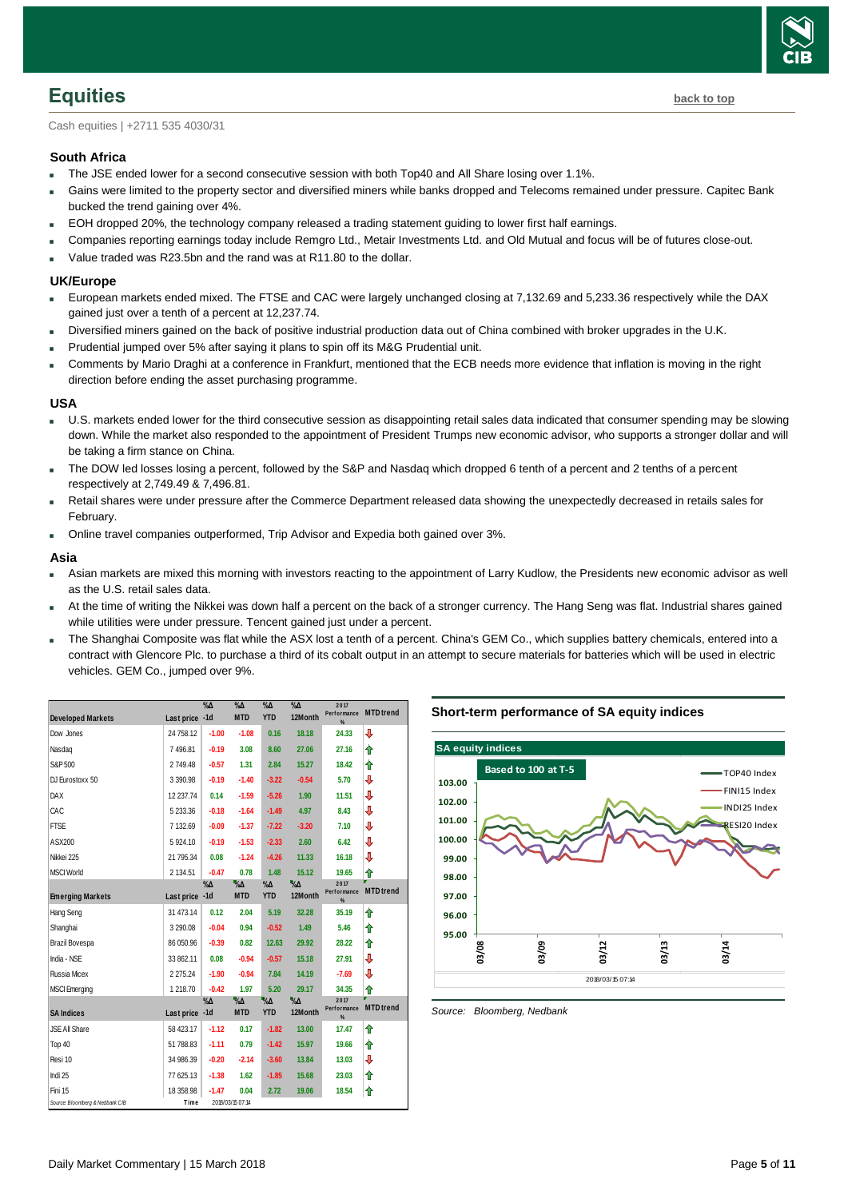# Equities

back to top

Cash equities | +2711 535 4030/31

### South Africa

- The JSE ended lower for a second consecutive session with both Top40 and All Share losing over 1.1%.
- Gains were limited to the property sector and diversified miners while banks dropped and Telecoms remained under pressure. Capitec Bank bucked the trend gaining over 4%.
- EOH dropped 20%, the technology company released a trading statement guiding to lower first half earnings.
- Companies reporting earnings today include Remgro Ltd., Metair Investments Ltd. and Old Mutual and focus will be of futures close-out.
- Value traded was R23.5bn and the rand was at R11.80 to the dollar.

### UK/Europe

- European markets ended mixed. The FTSE and CAC were largely unchanged closing at 7,132.69 and 5,233.36 respectively while the DAX gained just over a tenth of a percent at 12,237.74.
- Diversified miners gained on the back of positive industrial production data out of China combined with broker upgrades in the U.K.
- Prudential jumped over 5% after saying it plans to spin off its M&G Prudential unit.
- Comments by Mario Draghi at a conference in Frankfurt, mentioned that the ECB needs more evidence that inflation is moving in the right direction before ending the asset purchasing programme.

### USA

- U.S. markets ended lower for the third consecutive session as disappointing retail sales data indicated that consumer spending may be slowing down. While the market also responded to the appointment of President Trumps new economic advisor, who supports a stronger dollar and will be taking a firm stance on China.
- The DOW led losses losing a percent, followed by the S&P and Nasdaq which dropped 6 tenth of a percent and 2 tenths of a percent respectively at 2,749.49 & 7,496.81.
- Retail shares were under pressure after the Commerce Department released data showing the unexpectedly decreased in retails sales for February.
- Online travel companies outperformed, Trip Advisor and Expedia both gained over 3%.

### Asia

- Asian markets are mixed this morning with investors reacting to the appointment of Larry Kudlow, the Presidents new economic advisor as well as the U.S. retail sales data.
- At the time of writing the Nikkei was down half a percent on the back of a stronger currency. The Hang Seng was flat. Industrial shares gained while utilities were under pressure. Tencent gained just under a percent.
- The Shanghai Composite was flat while the ASX lost a tenth of a percent. China's GEM Co., which supplies battery chemicals, entered into a contract with Glencore Plc. to purchase a third of its cobalt output in an attempt to secure materials for batteries which will be used in electric vehicles. GEM Co., jumped over 9%.

| Developed Markets | Last price | %Δ -1d | %Δ MTD | %Δ YTD | %Δ 12Month | 2017 Performance % | MTD trend |
|---|---|---|---|---|---|---|---|
| Dow Jones | 24 758.12 | -1.00 | -1.08 | 0.16 | 18.18 | 24.33 | ⇩ |
| Nasdaq | 7 496.81 | -0.19 | 3.08 | 8.60 | 27.06 | 27.16 | ⇧ |
| S&P 500 | 2 749.48 | -0.57 | 1.31 | 2.84 | 15.27 | 18.42 | ⇧ |
| DJ Eurostoxx 50 | 3 390.98 | -0.19 | -1.40 | -3.22 | -0.54 | 5.70 | ⇩ |
| DAX | 12 237.74 | 0.14 | -1.59 | -5.26 | 1.90 | 11.51 | ⇩ |
| CAC | 5 233.36 | -0.18 | -1.64 | -1.49 | 4.97 | 8.43 | ⇩ |
| FTSE | 7 132.69 | -0.09 | -1.37 | -7.22 | -3.20 | 7.10 | ⇩ |
| ASX200 | 5 924.10 | -0.19 | -1.53 | -2.33 | 2.60 | 6.42 | ⇩ |
| Nikkei 225 | 21 795.34 | 0.08 | -1.24 | -4.26 | 11.33 | 16.18 | ⇩ |
| MSCI World | 2 134.51 | -0.47 | 0.78 | 1.48 | 15.12 | 19.65 | ⇧ |
| **Emerging Markets** | **Last price** | **%Δ -1d** | **%Δ MTD** | **%Δ YTD** | **%Δ 12Month** | **2017 Performance %** | **MTD trend** |
| Hang Seng | 31 473.14 | 0.12 | 2.04 | 5.19 | 32.28 | 35.19 | ⇧ |
| Shanghai | 3 290.08 | -0.04 | 0.94 | -0.52 | 1.49 | 5.46 | ⇧ |
| Brazil Bovespa | 86 050.96 | -0.39 | 0.82 | 12.63 | 29.92 | 28.22 | ⇧ |
| India - NSE | 33 862.11 | 0.08 | -0.94 | -0.57 | 15.18 | 27.91 | ⇩ |
| Russia Micex | 2 275.24 | -1.90 | -0.94 | 7.84 | 14.19 | -7.69 | ⇩ |
| MSCI Emerging | 1 218.70 | -0.42 | 1.97 | 5.20 | 29.17 | 34.35 | ⇧ |
| **SA Indices** | **Last price** | **%Δ -1d** | **%Δ MTD** | **%Δ YTD** | **%Δ 12Month** | **2017 Performance %** | **MTD trend** |
| JSE All Share | 58 423.17 | -1.12 | 0.17 | -1.82 | 13.00 | 17.47 | ⇧ |
| Top 40 | 51 788.83 | -1.11 | 0.79 | -1.42 | 15.97 | 19.66 | ⇧ |
| Resi 10 | 34 986.39 | -0.20 | -2.14 | -3.60 | 13.84 | 13.03 | ⇩ |
| Indi 25 | 77 625.13 | -1.38 | 1.62 | -1.85 | 15.68 | 23.03 | ⇧ |
| Fini 15 | 18 358.98 | -1.47 | 0.04 | 2.72 | 19.06 | 18.54 | ⇧ |

Source: Bloomberg & Nedbank CIB | Time 2018/03/15 07:14

**Short-term performance of SA equity indices**

SA equity indices — Based to 100 at T-5 (TOP40 Index, FINI15 Index, INDI25 Index, RESI20 Index)

Source: Bloomberg, Nedbank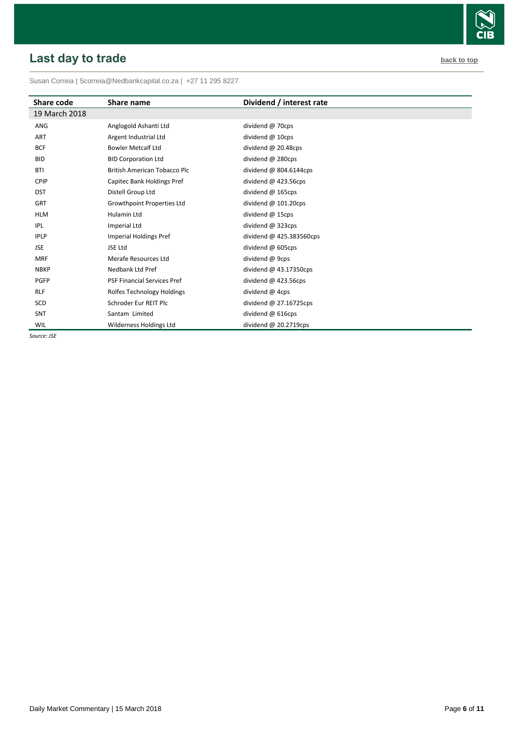## Last day to trade

back to top

Susan Correia | Scorreia@Nedbankcapital.co.za | +27 11 295 8227

| Share code | Share name | Dividend / interest rate |
|---|---|---|
| 19 March 2018 | | |
| ANG | Anglogold Ashanti Ltd | dividend @ 70cps |
| ART | Argent Industrial Ltd | dividend @ 10cps |
| BCF | Bowler Metcalf Ltd | dividend @ 20.48cps |
| BID | BID Corporation Ltd | dividend @ 280cps |
| BTI | British American Tobacco Plc | dividend @ 804.6144cps |
| CPIP | Capitec Bank Holdings Pref | dividend @ 423.56cps |
| DST | Distell Group Ltd | dividend @ 165cps |
| GRT | Growthpoint Properties Ltd | dividend @ 101.20cps |
| HLM | Hulamin Ltd | dividend @ 15cps |
| IPL | Imperial Ltd | dividend @ 323cps |
| IPLP | Imperial Holdings Pref | dividend @ 425.383560cps |
| JSE | JSE Ltd | dividend @ 605cps |
| MRF | Merafe Resources Ltd | dividend @ 9cps |
| NBKP | Nedbank Ltd Pref | dividend @ 43.17350cps |
| PGFP | PSF Financial Services Pref | dividend @ 423.56cps |
| RLF | Rolfes Technology Holdings | dividend @ 4cps |
| SCD | Schroder Eur REIT Plc | dividend @ 27.16725cps |
| SNT | Santam Limited | dividend @ 616cps |
| WIL | Wilderness Holdings Ltd | dividend @ 20.2719cps |

*Source: JSE*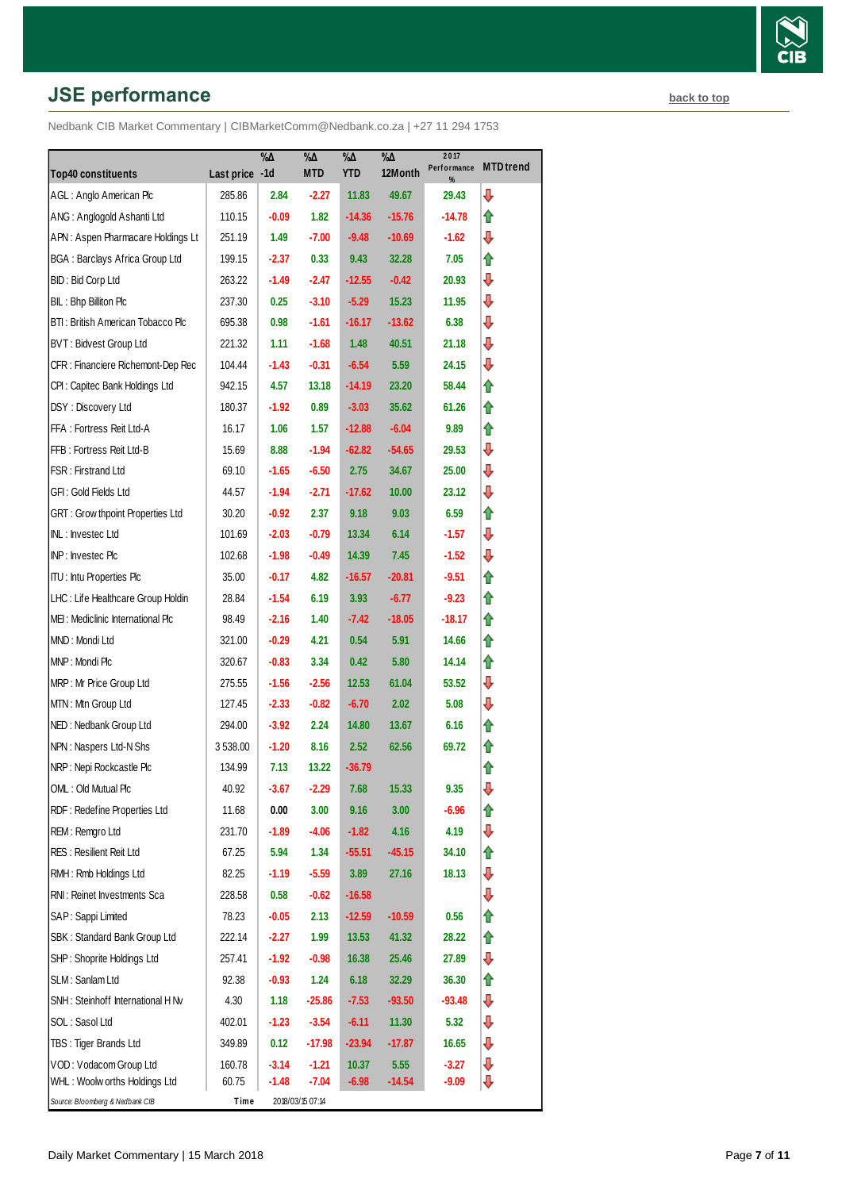## JSE performance

back to top

Nedbank CIB Market Commentary | CIBMarketComm@Nedbank.co.za | +27 11 294 1753

| Top40 constituents | Last price | %Δ -1d | %Δ MTD | %Δ YTD | %Δ 12Month | 2017 Performance % | MTD trend |
|---|---|---|---|---|---|---|---|
| AGL : Anglo American Plc | 285.86 | 2.84 | -2.27 | 11.83 | 49.67 | 29.43 | ⇩ |
| ANG : Anglogold Ashanti Ltd | 110.15 | -0.09 | 1.82 | -14.36 | -15.76 | -14.78 | ⇧ |
| APN : Aspen Pharmacare Holdings Lt | 251.19 | 1.49 | -7.00 | -9.48 | -10.69 | -1.62 | ⇩ |
| BGA : Barclays Africa Group Ltd | 199.15 | -2.37 | 0.33 | 9.43 | 32.28 | 7.05 | ⇧ |
| BID : Bid Corp Ltd | 263.22 | -1.49 | -2.47 | -12.55 | -0.42 | 20.93 | ⇩ |
| BIL : Bhp Billiton Plc | 237.30 | 0.25 | -3.10 | -5.29 | 15.23 | 11.95 | ⇩ |
| BTI : British American Tobacco Plc | 695.38 | 0.98 | -1.61 | -16.17 | -13.62 | 6.38 | ⇩ |
| BVT : Bidvest Group Ltd | 221.32 | 1.11 | -1.68 | 1.48 | 40.51 | 21.18 | ⇩ |
| CFR : Financiere Richemont-Dep Rec | 104.44 | -1.43 | -0.31 | -6.54 | 5.59 | 24.15 | ⇩ |
| CPI : Capitec Bank Holdings Ltd | 942.15 | 4.57 | 13.18 | -14.19 | 23.20 | 58.44 | ⇧ |
| DSY : Discovery Ltd | 180.37 | -1.92 | 0.89 | -3.03 | 35.62 | 61.26 | ⇧ |
| FFA : Fortress Reit Ltd-A | 16.17 | 1.06 | 1.57 | -12.88 | -6.04 | 9.89 | ⇧ |
| FFB : Fortress Reit Ltd-B | 15.69 | 8.88 | -1.94 | -62.82 | -54.65 | 29.53 | ⇩ |
| FSR : Firstrand Ltd | 69.10 | -1.65 | -6.50 | 2.75 | 34.67 | 25.00 | ⇩ |
| GFI : Gold Fields Ltd | 44.57 | -1.94 | -2.71 | -17.62 | 10.00 | 23.12 | ⇩ |
| GRT : Growthpoint Properties Ltd | 30.20 | -0.92 | 2.37 | 9.18 | 9.03 | 6.59 | ⇧ |
| INL : Investec Ltd | 101.69 | -2.03 | -0.79 | 13.34 | 6.14 | -1.57 | ⇩ |
| INP : Investec Plc | 102.68 | -1.98 | -0.49 | 14.39 | 7.45 | -1.52 | ⇩ |
| ITU : Intu Properties Plc | 35.00 | -0.17 | 4.82 | -16.57 | -20.81 | -9.51 | ⇧ |
| LHC : Life Healthcare Group Holdin | 28.84 | -1.54 | 6.19 | 3.93 | -6.77 | -9.23 | ⇧ |
| MEI : Mediclinic International Plc | 98.49 | -2.16 | 1.40 | -7.42 | -18.05 | -18.17 | ⇧ |
| MND : Mondi Ltd | 321.00 | -0.29 | 4.21 | 0.54 | 5.91 | 14.66 | ⇧ |
| MNP : Mondi Plc | 320.67 | -0.83 | 3.34 | 0.42 | 5.80 | 14.14 | ⇧ |
| MRP : Mr Price Group Ltd | 275.55 | -1.56 | -2.56 | 12.53 | 61.04 | 53.52 | ⇩ |
| MTN : Mtn Group Ltd | 127.45 | -2.33 | -0.82 | -6.70 | 2.02 | 5.08 | ⇩ |
| NED : Nedbank Group Ltd | 294.00 | -3.92 | 2.24 | 14.80 | 13.67 | 6.16 | ⇧ |
| NPN : Naspers Ltd-N Shs | 3 538.00 | -1.20 | 8.16 | 2.52 | 62.56 | 69.72 | ⇧ |
| NRP : Nepi Rockcastle Plc | 134.99 | 7.13 | 13.22 | -36.79 | | | ⇧ |
| OML : Old Mutual Plc | 40.92 | -3.67 | -2.29 | 7.68 | 15.33 | 9.35 | ⇩ |
| RDF : Redefine Properties Ltd | 11.68 | 0.00 | 3.00 | 9.16 | 3.00 | -6.96 | ⇧ |
| REM : Remgro Ltd | 231.70 | -1.89 | -4.06 | -1.82 | 4.16 | 4.19 | ⇩ |
| RES : Resilient Reit Ltd | 67.25 | 5.94 | 1.34 | -55.51 | -45.15 | 34.10 | ⇧ |
| RMH : Rmb Holdings Ltd | 82.25 | -1.19 | -5.59 | 3.89 | 27.16 | 18.13 | ⇩ |
| RNI : Reinet Investments Sca | 228.58 | 0.58 | -0.62 | -16.58 | | | ⇩ |
| SAP : Sappi Limited | 78.23 | -0.05 | 2.13 | -12.59 | -10.59 | 0.56 | ⇧ |
| SBK : Standard Bank Group Ltd | 222.14 | -2.27 | 1.99 | 13.53 | 41.32 | 28.22 | ⇧ |
| SHP : Shoprite Holdings Ltd | 257.41 | -1.92 | -0.98 | 16.38 | 25.46 | 27.89 | ⇩ |
| SLM : Sanlam Ltd | 92.38 | -0.93 | 1.24 | 6.18 | 32.29 | 36.30 | ⇧ |
| SNH : Steinhoff International H Nv | 4.30 | 1.18 | -25.86 | -7.53 | -93.50 | -93.48 | ⇩ |
| SOL : Sasol Ltd | 402.01 | -1.23 | -3.54 | -6.11 | 11.30 | 5.32 | ⇩ |
| TBS : Tiger Brands Ltd | 349.89 | 0.12 | -17.98 | -23.94 | -17.87 | 16.65 | ⇩ |
| VOD : Vodacom Group Ltd | 160.78 | -3.14 | -1.21 | 10.37 | 5.55 | -3.27 | ⇩ |
| WHL : Woolworths Holdings Ltd | 60.75 | -1.48 | -7.04 | -6.98 | -14.54 | -9.09 | ⇩ |

*Source: Bloomberg & Nedbank CIB* Time 2018/03/15 07:14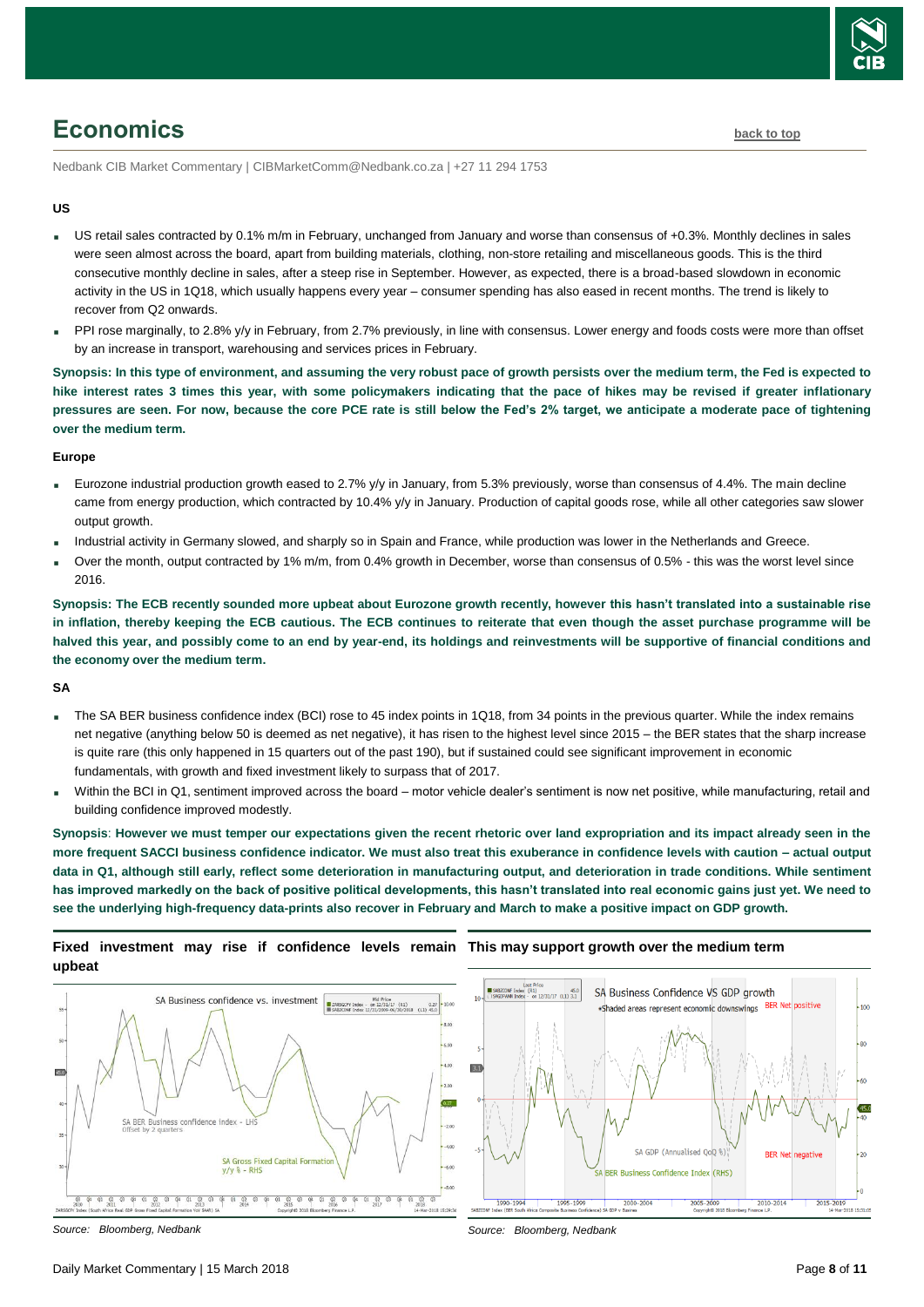# Economics

back to top

Nedbank CIB Market Commentary | CIBMarketComm@Nedbank.co.za | +27 11 294 1753

**US**

- US retail sales contracted by 0.1% m/m in February, unchanged from January and worse than consensus of +0.3%. Monthly declines in sales were seen almost across the board, apart from building materials, clothing, non-store retailing and miscellaneous goods. This is the third consecutive monthly decline in sales, after a steep rise in September. However, as expected, there is a broad-based slowdown in economic activity in the US in 1Q18, which usually happens every year – consumer spending has also eased in recent months. The trend is likely to recover from Q2 onwards.
- PPI rose marginally, to 2.8% y/y in February, from 2.7% previously, in line with consensus. Lower energy and foods costs were more than offset by an increase in transport, warehousing and services prices in February.

**Synopsis: In this type of environment, and assuming the very robust pace of growth persists over the medium term, the Fed is expected to hike interest rates 3 times this year, with some policymakers indicating that the pace of hikes may be revised if greater inflationary pressures are seen. For now, because the core PCE rate is still below the Fed's 2% target, we anticipate a moderate pace of tightening over the medium term.**

**Europe**

- Eurozone industrial production growth eased to 2.7% y/y in January, from 5.3% previously, worse than consensus of 4.4%. The main decline came from energy production, which contracted by 10.4% y/y in January. Production of capital goods rose, while all other categories saw slower output growth.
- Industrial activity in Germany slowed, and sharply so in Spain and France, while production was lower in the Netherlands and Greece.
- Over the month, output contracted by 1% m/m, from 0.4% growth in December, worse than consensus of 0.5% - this was the worst level since 2016.

**Synopsis: The ECB recently sounded more upbeat about Eurozone growth recently, however this hasn't translated into a sustainable rise in inflation, thereby keeping the ECB cautious. The ECB continues to reiterate that even though the asset purchase programme will be halved this year, and possibly come to an end by year-end, its holdings and reinvestments will be supportive of financial conditions and the economy over the medium term.**

**SA**

- The SA BER business confidence index (BCI) rose to 45 index points in 1Q18, from 34 points in the previous quarter. While the index remains net negative (anything below 50 is deemed as net negative), it has risen to the highest level since 2015 – the BER states that the sharp increase is quite rare (this only happened in 15 quarters out of the past 190), but if sustained could see significant improvement in economic fundamentals, with growth and fixed investment likely to surpass that of 2017.
- Within the BCI in Q1, sentiment improved across the board – motor vehicle dealer's sentiment is now net positive, while manufacturing, retail and building confidence improved modestly.

**Synopsis**: **However we must temper our expectations given the recent rhetoric over land expropriation and its impact already seen in the more frequent SACCI business confidence indicator. We must also treat this exuberance in confidence levels with caution – actual output data in Q1, although still early, reflect some deterioration in manufacturing output, and deterioration in trade conditions. While sentiment has improved markedly on the back of positive political developments, this hasn't translated into real economic gains just yet. We need to see the underlying high-frequency data-prints also recover in February and March to make a positive impact on GDP growth.**

**Fixed investment may rise if confidence levels remain upbeat**

*Source: Bloomberg, Nedbank*

**This may support growth over the medium term**

*Source: Bloomberg, Nedbank*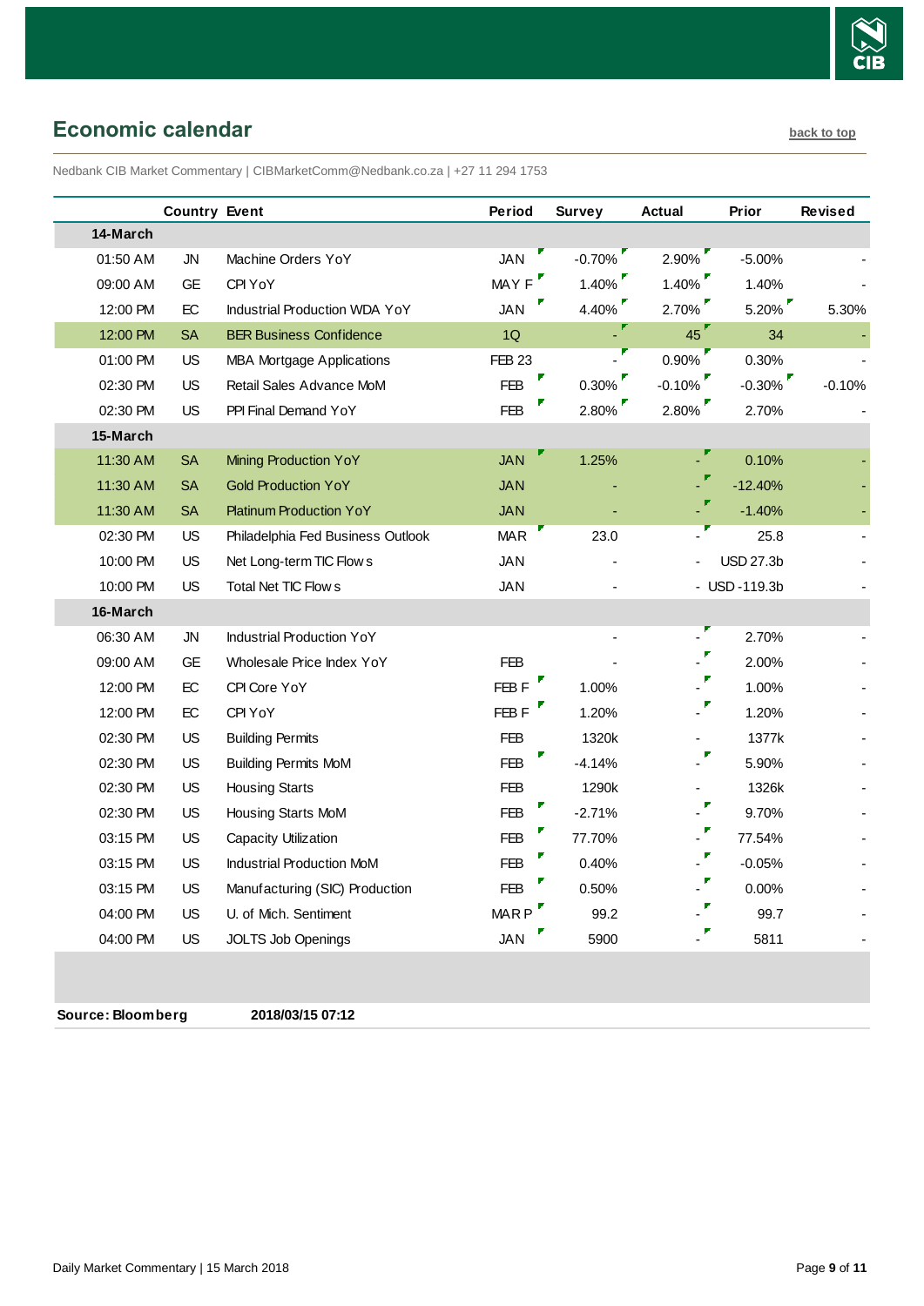## Economic calendar

back to top

Nedbank CIB Market Commentary | CIBMarketComm@Nedbank.co.za | +27 11 294 1753

| | Country | Event | Period | Survey | Actual | Prior | Revised |
|---|---|---|---|---|---|---|---|
| **14-March** | | | | | | | |
| 01:50 AM | JN | Machine Orders YoY | JAN | -0.70% | 2.90% | -5.00% | - |
| 09:00 AM | GE | CPI YoY | MAY F | 1.40% | 1.40% | 1.40% | - |
| 12:00 PM | EC | Industrial Production WDA YoY | JAN | 4.40% | 2.70% | 5.20% | 5.30% |
| 12:00 PM | SA | BER Business Confidence | 1Q | - | 45 | 34 | - |
| 01:00 PM | US | MBA Mortgage Applications | FEB 23 | - | 0.90% | 0.30% | - |
| 02:30 PM | US | Retail Sales Advance MoM | FEB | 0.30% | -0.10% | -0.30% | -0.10% |
| 02:30 PM | US | PPI Final Demand YoY | FEB | 2.80% | 2.80% | 2.70% | - |
| **15-March** | | | | | | | |
| 11:30 AM | SA | Mining Production YoY | JAN | 1.25% | - | 0.10% | - |
| 11:30 AM | SA | Gold Production YoY | JAN | - | - | -12.40% | - |
| 11:30 AM | SA | Platinum Production YoY | JAN | - | - | -1.40% | - |
| 02:30 PM | US | Philadelphia Fed Business Outlook | MAR | 23.0 | - | 25.8 | - |
| 10:00 PM | US | Net Long-term TIC Flows | JAN | - | - | USD 27.3b | - |
| 10:00 PM | US | Total Net TIC Flows | JAN | - | - | USD -119.3b | - |
| **16-March** | | | | | | | |
| 06:30 AM | JN | Industrial Production YoY | | - | - | 2.70% | - |
| 09:00 AM | GE | Wholesale Price Index YoY | FEB | - | - | 2.00% | - |
| 12:00 PM | EC | CPI Core YoY | FEB F | 1.00% | - | 1.00% | - |
| 12:00 PM | EC | CPI YoY | FEB F | 1.20% | - | 1.20% | - |
| 02:30 PM | US | Building Permits | FEB | 1320k | - | 1377k | - |
| 02:30 PM | US | Building Permits MoM | FEB | -4.14% | - | 5.90% | - |
| 02:30 PM | US | Housing Starts | FEB | 1290k | - | 1326k | - |
| 02:30 PM | US | Housing Starts MoM | FEB | -2.71% | - | 9.70% | - |
| 03:15 PM | US | Capacity Utilization | FEB | 77.70% | - | 77.54% | - |
| 03:15 PM | US | Industrial Production MoM | FEB | 0.40% | - | -0.05% | - |
| 03:15 PM | US | Manufacturing (SIC) Production | FEB | 0.50% | - | 0.00% | - |
| 04:00 PM | US | U. of Mich. Sentiment | MAR P | 99.2 | - | 99.7 | - |
| 04:00 PM | US | JOLTS Job Openings | JAN | 5900 | - | 5811 | - |

**Source: Bloomberg** **2018/03/15 07:12**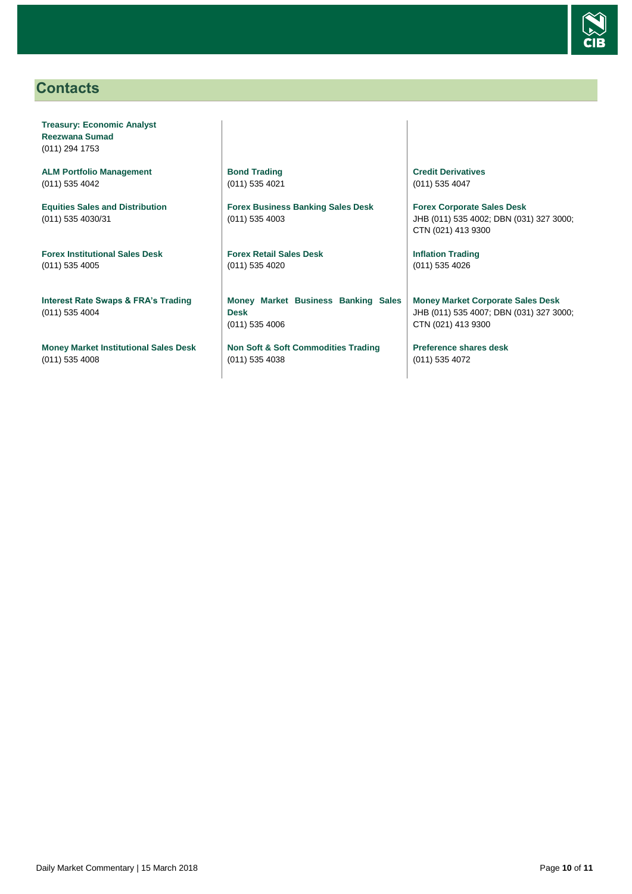## Contacts

**Treasury: Economic Analyst**
**Reezwana Sumad**
(011) 294 1753

**ALM Portfolio Management**
(011) 535 4042

**Equities Sales and Distribution**
(011) 535 4030/31

**Forex Institutional Sales Desk**
(011) 535 4005

**Interest Rate Swaps & FRA's Trading**
(011) 535 4004

**Money Market Institutional Sales Desk**
(011) 535 4008

**Bond Trading**
(011) 535 4021

**Forex Business Banking Sales Desk**
(011) 535 4003

**Forex Retail Sales Desk**
(011) 535 4020

**Money Market Business Banking Sales Desk**
(011) 535 4006

**Non Soft & Soft Commodities Trading**
(011) 535 4038

**Credit Derivatives**
(011) 535 4047

**Forex Corporate Sales Desk**
JHB (011) 535 4002; DBN (031) 327 3000; CTN (021) 413 9300

**Inflation Trading**
(011) 535 4026

**Money Market Corporate Sales Desk**
JHB (011) 535 4007; DBN (031) 327 3000; CTN (021) 413 9300

**Preference shares desk**
(011) 535 4072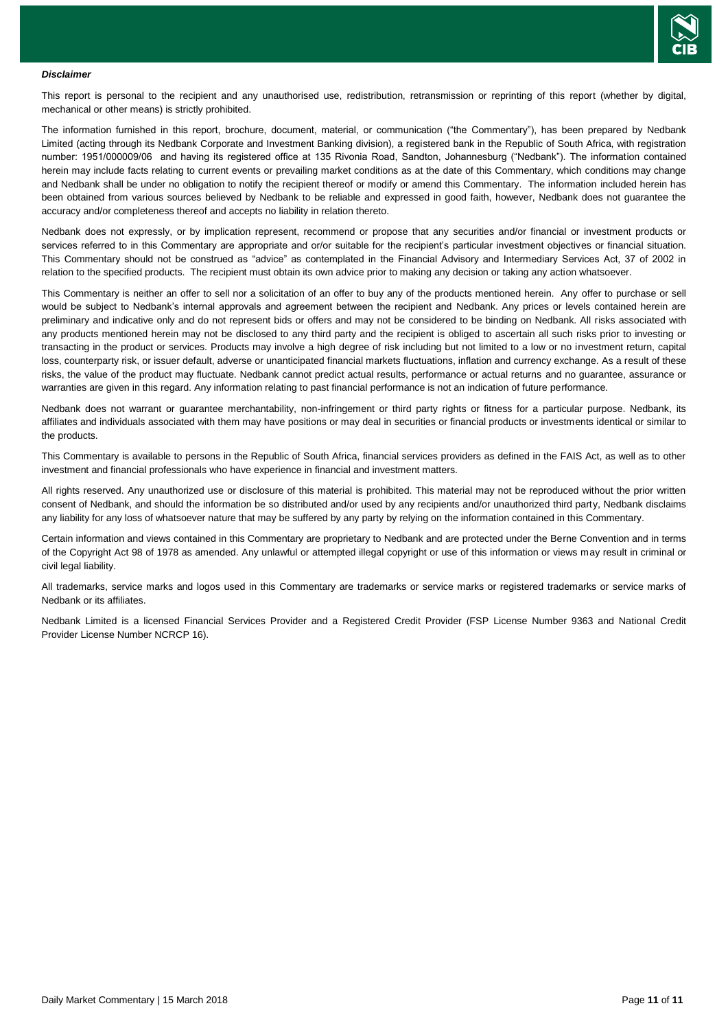***Disclaimer***

This report is personal to the recipient and any unauthorised use, redistribution, retransmission or reprinting of this report (whether by digital, mechanical or other means) is strictly prohibited.

The information furnished in this report, brochure, document, material, or communication ("the Commentary"), has been prepared by Nedbank Limited (acting through its Nedbank Corporate and Investment Banking division), a registered bank in the Republic of South Africa, with registration number: 1951/000009/06 and having its registered office at 135 Rivonia Road, Sandton, Johannesburg ("Nedbank"). The information contained herein may include facts relating to current events or prevailing market conditions as at the date of this Commentary, which conditions may change and Nedbank shall be under no obligation to notify the recipient thereof or modify or amend this Commentary. The information included herein has been obtained from various sources believed by Nedbank to be reliable and expressed in good faith, however, Nedbank does not guarantee the accuracy and/or completeness thereof and accepts no liability in relation thereto.

Nedbank does not expressly, or by implication represent, recommend or propose that any securities and/or financial or investment products or services referred to in this Commentary are appropriate and or/or suitable for the recipient's particular investment objectives or financial situation. This Commentary should not be construed as "advice" as contemplated in the Financial Advisory and Intermediary Services Act, 37 of 2002 in relation to the specified products. The recipient must obtain its own advice prior to making any decision or taking any action whatsoever.

This Commentary is neither an offer to sell nor a solicitation of an offer to buy any of the products mentioned herein. Any offer to purchase or sell would be subject to Nedbank's internal approvals and agreement between the recipient and Nedbank. Any prices or levels contained herein are preliminary and indicative only and do not represent bids or offers and may not be considered to be binding on Nedbank. All risks associated with any products mentioned herein may not be disclosed to any third party and the recipient is obliged to ascertain all such risks prior to investing or transacting in the product or services. Products may involve a high degree of risk including but not limited to a low or no investment return, capital loss, counterparty risk, or issuer default, adverse or unanticipated financial markets fluctuations, inflation and currency exchange. As a result of these risks, the value of the product may fluctuate. Nedbank cannot predict actual results, performance or actual returns and no guarantee, assurance or warranties are given in this regard. Any information relating to past financial performance is not an indication of future performance.

Nedbank does not warrant or guarantee merchantability, non-infringement or third party rights or fitness for a particular purpose. Nedbank, its affiliates and individuals associated with them may have positions or may deal in securities or financial products or investments identical or similar to the products.

This Commentary is available to persons in the Republic of South Africa, financial services providers as defined in the FAIS Act, as well as to other investment and financial professionals who have experience in financial and investment matters.

All rights reserved. Any unauthorized use or disclosure of this material is prohibited. This material may not be reproduced without the prior written consent of Nedbank, and should the information be so distributed and/or used by any recipients and/or unauthorized third party, Nedbank disclaims any liability for any loss of whatsoever nature that may be suffered by any party by relying on the information contained in this Commentary.

Certain information and views contained in this Commentary are proprietary to Nedbank and are protected under the Berne Convention and in terms of the Copyright Act 98 of 1978 as amended. Any unlawful or attempted illegal copyright or use of this information or views may result in criminal or civil legal liability.

All trademarks, service marks and logos used in this Commentary are trademarks or service marks or registered trademarks or service marks of Nedbank or its affiliates.

Nedbank Limited is a licensed Financial Services Provider and a Registered Credit Provider (FSP License Number 9363 and National Credit Provider License Number NCRCP 16).